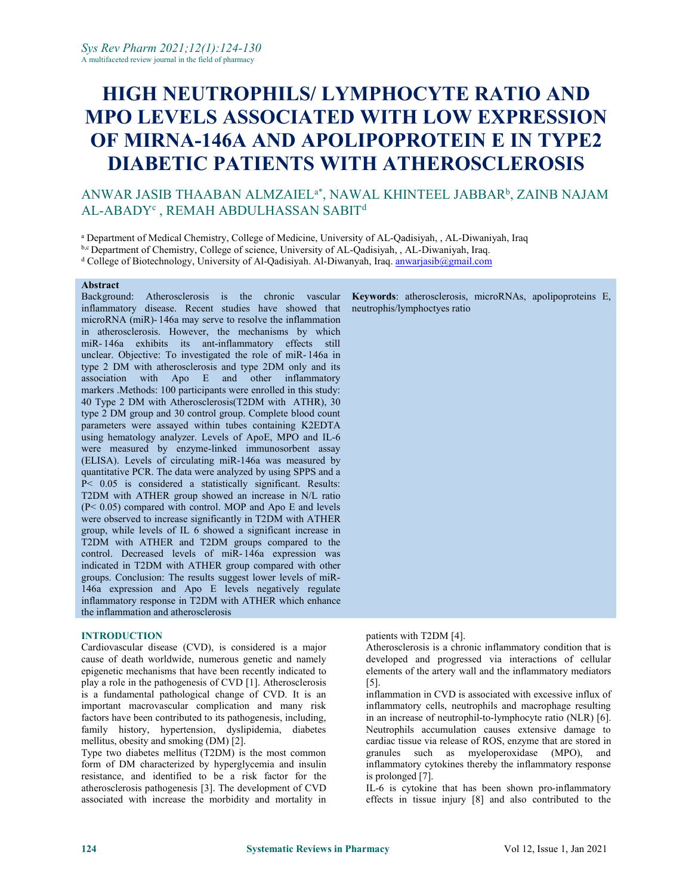# HIGH NEUTROPHILS/ LYMPHOCYTE RATIO AND MPO LEVELS ASSOCIATED WITH LOW EXPRESSION OF MIRNA-146A AND APOLIPOPROTEIN E IN TYPE2 DIABETIC PATIENTS WITH ATHEROSCLEROSIS

ANWAR JASIB THAABAN ALMZAIEL[a*], NAWAL KHINTEEL JABBAR[b], ZAINB NAJAM AL-ABADY[c] , REMAH ABDULHASSAN SABIT[d]

[a] Department of Medical Chemistry, College of Medicine, University of AL-Qadisiyah, , AL-Diwaniyah, Iraq
[b,c] Department of Chemistry, College of science, University of AL-Qadisiyah, , AL-Diwaniyah, Iraq.
[d] College of Biotechnology, University of Al-Qadisiyah. Al-Diwanyah, Iraq. anwarjasib@gmail.com

**Abstract**

Background: Atherosclerosis is the chronic vascular inflammatory disease. Recent studies have showed that microRNA (miR)-146a may serve to resolve the inflammation in atherosclerosis. However, the mechanisms by which miR-146a exhibits its ant-inflammatory effects still unclear. Objective: To investigated the role of miR-146a in type 2 DM with atherosclerosis and type 2DM only and its association with Apo E and other inflammatory markers .Methods: 100 participants were enrolled in this study: 40 Type 2 DM with Atherosclerosis(T2DM with ATHR), 30 type 2 DM group and 30 control group. Complete blood count parameters were assayed within tubes containing K2EDTA using hematology analyzer. Levels of ApoE, MPO and IL-6 were measured by enzyme-linked immunosorbent assay (ELISA). Levels of circulating miR-146a was measured by quantitative PCR. The data were analyzed by using SPPS and a P< 0.05 is considered a statistically significant. Results: T2DM with ATHER group showed an increase in N/L ratio (P< 0.05) compared with control. MOP and Apo E and levels were observed to increase significantly in T2DM with ATHER group, while levels of IL 6 showed a significant increase in T2DM with ATHER and T2DM groups compared to the control. Decreased levels of miR-146a expression was indicated in T2DM with ATHER group compared with other groups. Conclusion: The results suggest lower levels of miR-146a expression and Apo E levels negatively regulate inflammatory response in T2DM with ATHER which enhance the inflammation and atherosclerosis

**Keywords**: atherosclerosis, microRNAs, apolipoproteins E, neutrophis/lymphoctyes ratio

## INTRODUCTION

Cardiovascular disease (CVD), is considered is a major cause of death worldwide, numerous genetic and namely epigenetic mechanisms that have been recently indicated to play a role in the pathogenesis of CVD [1]. Atherosclerosis is a fundamental pathological change of CVD. It is an important macrovascular complication and many risk factors have been contributed to its pathogenesis, including, family history, hypertension, dyslipidemia, diabetes mellitus, obesity and smoking (DM) [2].

Type two diabetes mellitus (T2DM) is the most common form of DM characterized by hyperglycemia and insulin resistance, and identified to be a risk factor for the atherosclerosis pathogenesis [3]. The development of CVD associated with increase the morbidity and mortality in patients with T2DM [4].

Atherosclerosis is a chronic inflammatory condition that is developed and progressed via interactions of cellular elements of the artery wall and the inflammatory mediators [5].

inflammation in CVD is associated with excessive influx of inflammatory cells, neutrophils and macrophage resulting in an increase of neutrophil-to-lymphocyte ratio (NLR) [6]. Neutrophils accumulation causes extensive damage to cardiac tissue via release of ROS, enzyme that are stored in granules such as myeloperoxidase (MPO), and inflammatory cytokines thereby the inflammatory response is prolonged [7].

IL-6 is cytokine that has been shown pro-inflammatory effects in tissue injury [8] and also contributed to the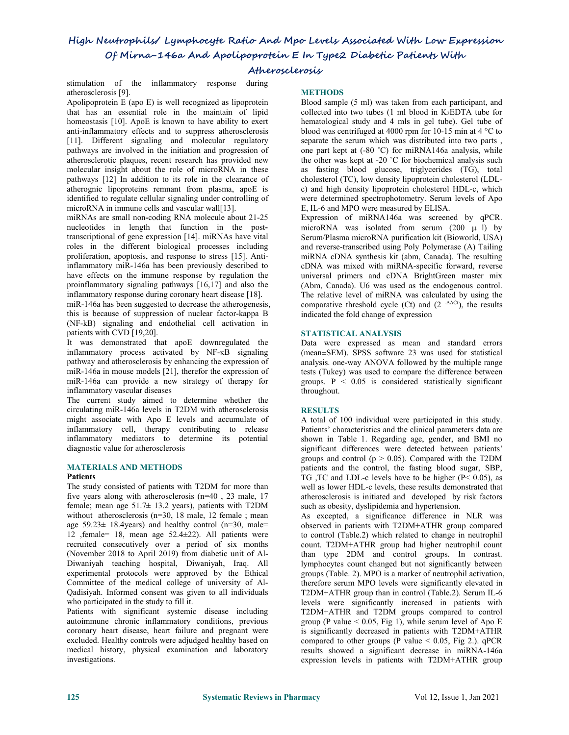stimulation of the inflammatory response during atherosclerosis [9].

Apolipoprotein E (apo E) is well recognized as lipoprotein that has an essential role in the maintain of lipid homeostasis [10]. ApoE is known to have ability to exert anti-inflammatory effects and to suppress atherosclerosis [11]. Different signaling and molecular regulatory pathways are involved in the initiation and progression of atherosclerotic plaques, recent research has provided new molecular insight about the role of microRNA in these pathways [12] In addition to its role in the clearance of atherognic lipoproteins remnant from plasma, apoE is identified to regulate cellular signaling under controlling of microRNA in immune cells and vascular wall[13].

miRNAs are small non-coding RNA molecule about 21-25 nucleotides in length that function in the post-transcriptional of gene expression [14]. miRNAs have vital roles in the different biological processes including proliferation, apoptosis, and response to stress [15]. Anti-inflammatory miR-146a has been previously described to have effects on the immune response by regulation the proinflammatory signaling pathways [16,17] and also the inflammatory response during coronary heart disease [18].

miR-146a has been suggested to decrease the atherogenesis, this is because of suppression of nuclear factor-kappa B (NF-kB) signaling and endothelial cell activation in patients with CVD [19,20].

It was demonstrated that apoE downregulated the inflammatory process activated by NF-κB signaling pathway and atherosclerosis by enhancing the expression of miR-146a in mouse models [21], therefor the expression of miR-146a can provide a new strategy of therapy for inflammatory vascular diseases

The current study aimed to determine whether the circulating miR-146a levels in T2DM with atherosclerosis might associate with Apo E levels and accumulate of inflammatory cell, therapy contributing to release inflammatory mediators to determine its potential diagnostic value for atherosclerosis

## MATERIALS AND METHODS

### Patients

The study consisted of patients with T2DM for more than five years along with atherosclerosis (n=40 , 23 male, 17 female; mean age 51.7± 13.2 years), patients with T2DM without atherosclerosis (n=30, 18 male, 12 female ; mean age 59.23± 18.4years) and healthy control (n=30, male= 12 ,female= 18, mean age 52.4±22). All patients were recruited consecutively over a period of six months (November 2018 to April 2019) from diabetic unit of Al-Diwaniyah teaching hospital, Diwaniyah, Iraq. All experimental protocols were approved by the Ethical Committee of the medical college of university of Al-Qadisiyah. Informed consent was given to all individuals who participated in the study to fill it.

Patients with significant systemic disease including autoimmune chronic inflammatory conditions, previous coronary heart disease, heart failure and pregnant were excluded. Healthy controls were adjudged healthy based on medical history, physical examination and laboratory investigations.

## METHODS

Blood sample (5 ml) was taken from each participant, and collected into two tubes (1 ml blood in $K_2EDTA$ tube for hematological study and 4 mls in gel tube). Gel tube of blood was centrifuged at 4000 rpm for 10-15 min at 4 °C to separate the serum which was distributed into two parts , one part kept at (-80 ˚C) for miRNA146a analysis, while the other was kept at -20 ˚C for biochemical analysis such as fasting blood glucose, triglycerides (TG), total cholesterol (TC), low density lipoprotein cholesterol (LDL-c) and high density lipoprotein cholesterol HDL-c, which were determined spectrophotometry. Serum levels of Apo E, IL-6 and MPO were measured by ELISA.

Expression of miRNA146a was screened by qPCR. microRNA was isolated from serum (200 μ l) by Serum/Plasma microRNA purification kit (Bioworld, USA) and reverse-transcribed using Poly Polymerase (A) Tailing miRNA cDNA synthesis kit (abm, Canada). The resulting cDNA was mixed with miRNA-specific forward, reverse universal primers and cDNA BrightGreen master mix (Abm, Canada). U6 was used as the endogenous control. The relative level of miRNA was calculated by using the comparative threshold cycle (Ct) and ($2^{-\Delta\Delta Ct}$), the results indicated the fold change of expression

## STATISTICAL ANALYSIS

Data were expressed as mean and standard errors (mean±SEM). SPSS software 23 was used for statistical analysis. one-way ANOVA followed by the multiple range tests (Tukey) was used to compare the difference between groups. $P < 0.05$ is considered statistically significant throughout.

## RESULTS

A total of 100 individual were participated in this study. Patients' characteristics and the clinical parameters data are shown in Table 1. Regarding age, gender, and BMI no significant differences were detected between patients' groups and control ($p > 0.05$). Compared with the T2DM patients and the control, the fasting blood sugar, SBP, TG ,TC and LDL-c levels have to be higher ($P< 0.05$), as well as lower HDL-c levels, these results demonstrated that atherosclerosis is initiated and developed by risk factors such as obesity, dyslipidemia and hypertension.

As excepted, a significance difference in NLR was observed in patients with T2DM+ATHR group compared to control (Table.2) which related to change in neutrophil count. T2DM+ATHR group had higher neutrophil count than type 2DM and control groups. In contrast. lymphocytes count changed but not significantly between groups (Table. 2). MPO is a marker of neutrophil activation, therefore serum MPO levels were significantly elevated in T2DM+ATHR group than in control (Table.2). Serum IL-6 levels were significantly increased in patients with T2DM+ATHR and T2DM groups compared to control group (P value < 0.05, Fig 1), while serum level of Apo E is significantly decreased in patients with T2DM+ATHR compared to other groups (P value < 0.05, Fig 2.). qPCR results showed a significant decrease in miRNA-146a expression levels in patients with T2DM+ATHR group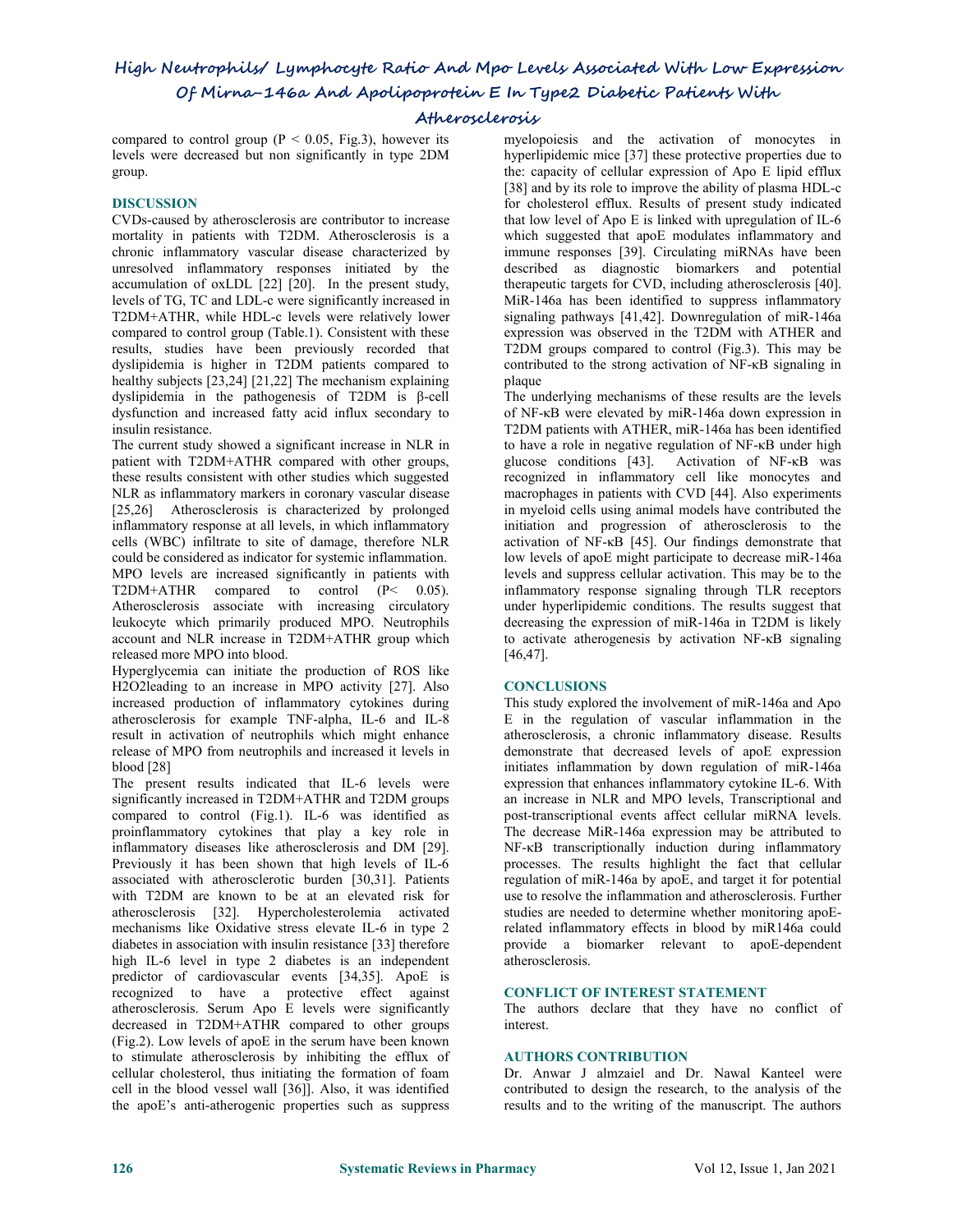compared to control group (P < 0.05, Fig.3), however its levels were decreased but non significantly in type 2DM group.

## DISCUSSION

CVDs-caused by atherosclerosis are contributor to increase mortality in patients with T2DM. Atherosclerosis is a chronic inflammatory vascular disease characterized by unresolved inflammatory responses initiated by the accumulation of oxLDL [22] [20]. In the present study, levels of TG, TC and LDL-c were significantly increased in T2DM+ATHR, while HDL-c levels were relatively lower compared to control group (Table.1). Consistent with these results, studies have been previously recorded that dyslipidemia is higher in T2DM patients compared to healthy subjects [23,24] [21,22] The mechanism explaining dyslipidemia in the pathogenesis of T2DM is β-cell dysfunction and increased fatty acid influx secondary to insulin resistance.

The current study showed a significant increase in NLR in patient with T2DM+ATHR compared with other groups, these results consistent with other studies which suggested NLR as inflammatory markers in coronary vascular disease [25,26] Atherosclerosis is characterized by prolonged inflammatory response at all levels, in which inflammatory cells (WBC) infiltrate to site of damage, therefore NLR could be considered as indicator for systemic inflammation. MPO levels are increased significantly in patients with T2DM+ATHR compared to control ($P < 0.05$). Atherosclerosis associate with increasing circulatory leukocyte which primarily produced MPO. Neutrophils account and NLR increase in T2DM+ATHR group which released more MPO into blood.

Hyperglycemia can initiate the production of ROS like $H_2O_2$leading to an increase in MPO activity [27]. Also increased production of inflammatory cytokines during atherosclerosis for example TNF-alpha, IL-6 and IL-8 result in activation of neutrophils which might enhance release of MPO from neutrophils and increased it levels in blood [28]

The present results indicated that IL-6 levels were significantly increased in T2DM+ATHR and T2DM groups compared to control (Fig.1). IL-6 was identified as proinflammatory cytokines that play a key role in inflammatory diseases like atherosclerosis and DM [29]. Previously it has been shown that high levels of IL-6 associated with atherosclerotic burden [30,31]. Patients with T2DM are known to be at an elevated risk for atherosclerosis [32]. Hypercholesterolemia activated mechanisms like Oxidative stress elevate IL-6 in type 2 diabetes in association with insulin resistance [33] therefore high IL-6 level in type 2 diabetes is an independent predictor of cardiovascular events [34,35]. ApoE is recognized to have a protective effect against atherosclerosis. Serum Apo E levels were significantly decreased in T2DM+ATHR compared to other groups (Fig.2). Low levels of apoE in the serum have been known to stimulate atherosclerosis by inhibiting the efflux of cellular cholesterol, thus initiating the formation of foam cell in the blood vessel wall [36]]. Also, it was identified the apoE's anti-atherogenic properties such as suppress myelopoiesis and the activation of monocytes in hyperlipidemic mice [37] these protective properties due to the: capacity of cellular expression of Apo E lipid efflux [38] and by its role to improve the ability of plasma HDL-c for cholesterol efflux. Results of present study indicated that low level of Apo E is linked with upregulation of IL-6 which suggested that apoE modulates inflammatory and immune responses [39]. Circulating miRNAs have been described as diagnostic biomarkers and potential therapeutic targets for CVD, including atherosclerosis [40]. MiR-146a has been identified to suppress inflammatory signaling pathways [41,42]. Downregulation of miR-146a expression was observed in the T2DM with ATHER and T2DM groups compared to control (Fig.3). This may be contributed to the strong activation of NF-κB signaling in plaque

The underlying mechanisms of these results are the levels of NF-κB were elevated by miR-146a down expression in T2DM patients with ATHER, miR-146a has been identified to have a role in negative regulation of NF-κB under high glucose conditions [43]. Activation of NF-κB was recognized in inflammatory cell like monocytes and macrophages in patients with CVD [44]. Also experiments in myeloid cells using animal models have contributed the initiation and progression of atherosclerosis to the activation of NF-κB [45]. Our findings demonstrate that low levels of apoE might participate to decrease miR-146a levels and suppress cellular activation. This may be to the inflammatory response signaling through TLR receptors under hyperlipidemic conditions. The results suggest that decreasing the expression of miR-146a in T2DM is likely to activate atherogenesis by activation NF-κB signaling [46,47].

## CONCLUSIONS

This study explored the involvement of miR-146a and Apo E in the regulation of vascular inflammation in the atherosclerosis, a chronic inflammatory disease. Results demonstrate that decreased levels of apoE expression initiates inflammation by down regulation of miR-146a expression that enhances inflammatory cytokine IL-6. With an increase in NLR and MPO levels, Transcriptional and post-transcriptional events affect cellular miRNA levels. The decrease MiR-146a expression may be attributed to NF-κB transcriptionally induction during inflammatory processes. The results highlight the fact that cellular regulation of miR-146a by apoE, and target it for potential use to resolve the inflammation and atherosclerosis. Further studies are needed to determine whether monitoring apoE-related inflammatory effects in blood by miR146a could provide a biomarker relevant to apoE-dependent atherosclerosis.

## CONFLICT OF INTEREST STATEMENT

The authors declare that they have no conflict of interest.

## AUTHORS CONTRIBUTION

Dr. Anwar J almzaiel and Dr. Nawal Kanteel were contributed to design the research, to the analysis of the results and to the writing of the manuscript. The authors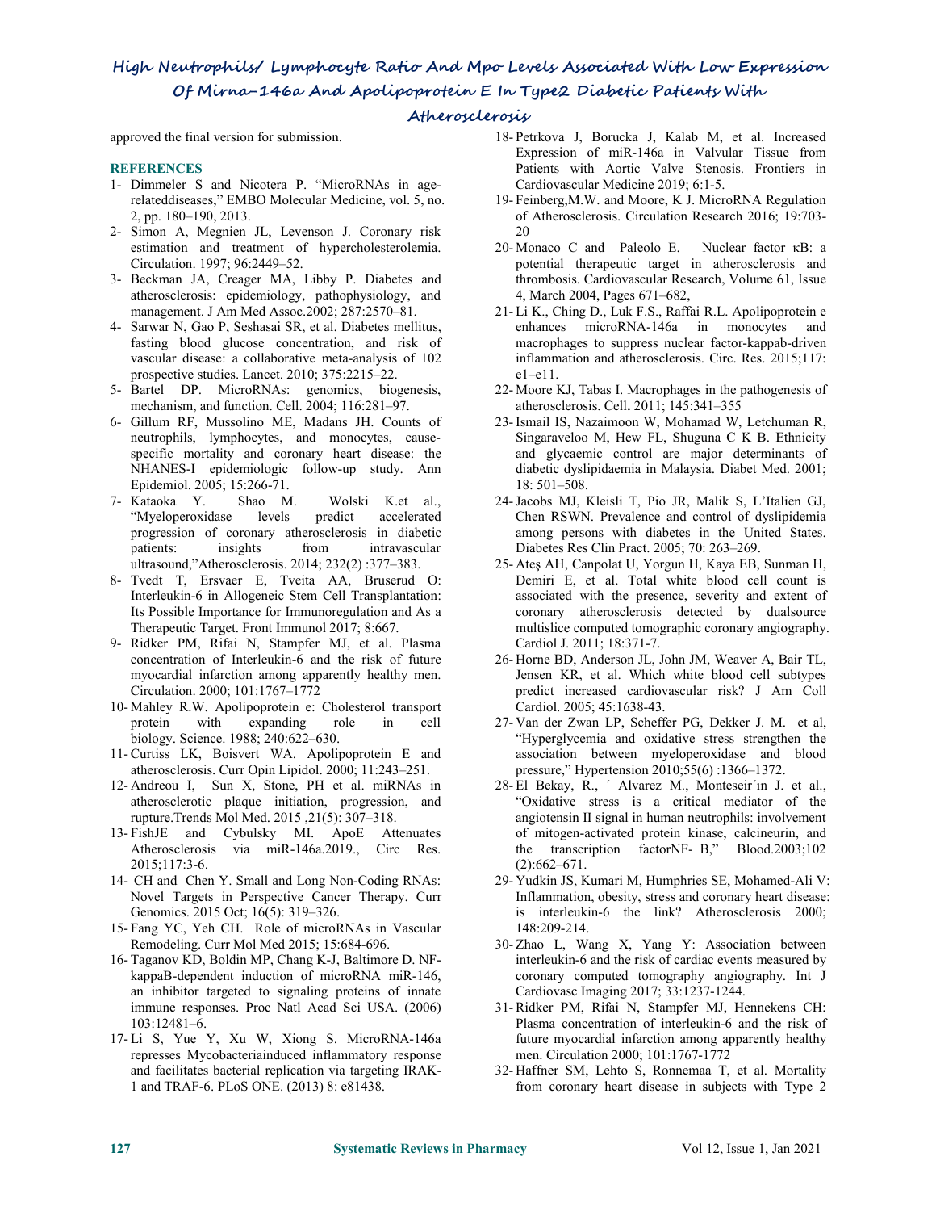approved the final version for submission.

## REFERENCES

1- Dimmeler S and Nicotera P. "MicroRNAs in age-relateddiseases," EMBO Molecular Medicine, vol. 5, no. 2, pp. 180–190, 2013.

2- Simon A, Megnien JL, Levenson J. Coronary risk estimation and treatment of hypercholesterolemia. Circulation. 1997; 96:2449–52.

3- Beckman JA, Creager MA, Libby P. Diabetes and atherosclerosis: epidemiology, pathophysiology, and management. J Am Med Assoc.2002; 287:2570–81.

4- Sarwar N, Gao P, Seshasai SR, et al. Diabetes mellitus, fasting blood glucose concentration, and risk of vascular disease: a collaborative meta-analysis of 102 prospective studies. Lancet. 2010; 375:2215–22.

5- Bartel DP. MicroRNAs: genomics, biogenesis, mechanism, and function. Cell. 2004; 116:281–97.

6- Gillum RF, Mussolino ME, Madans JH. Counts of neutrophils, lymphocytes, and monocytes, cause-specific mortality and coronary heart disease: the NHANES-I epidemiologic follow-up study. Ann Epidemiol. 2005; 15:266-71.

7- Kataoka Y. Shao M. Wolski K.et al., "Myeloperoxidase levels predict accelerated progression of coronary atherosclerosis in diabetic patients: insights from intravascular ultrasound,"Atherosclerosis. 2014; 232(2) :377–383.

8- Tvedt T, Ersvaer E, Tveita AA, Bruserud O: Interleukin-6 in Allogeneic Stem Cell Transplantation: Its Possible Importance for Immunoregulation and As a Therapeutic Target. Front Immunol 2017; 8:667.

9- Ridker PM, Rifai N, Stampfer MJ, et al. Plasma concentration of Interleukin-6 and the risk of future myocardial infarction among apparently healthy men. Circulation. 2000; 101:1767–1772

10- Mahley R.W. Apolipoprotein e: Cholesterol transport protein with expanding role in cell biology. Science. 1988; 240:622–630.

11- Curtiss LK, Boisvert WA. Apolipoprotein E and atherosclerosis. Curr Opin Lipidol. 2000; 11:243–251.

12- Andreou I, Sun X, Stone, PH et al. miRNAs in atherosclerotic plaque initiation, progression, and rupture.Trends Mol Med. 2015 ,21(5): 307–318.

13- FishJE and Cybulsky MI. ApoE Attenuates Atherosclerosis via miR-146a.2019., Circ Res. 2015;117:3-6.

14- CH and Chen Y. Small and Long Non-Coding RNAs: Novel Targets in Perspective Cancer Therapy. Curr Genomics. 2015 Oct; 16(5): 319–326.

15- Fang YC, Yeh CH. Role of microRNAs in Vascular Remodeling. Curr Mol Med 2015; 15:684-696.

16- Taganov KD, Boldin MP, Chang K-J, Baltimore D. NF-kappaB-dependent induction of microRNA miR-146, an inhibitor targeted to signaling proteins of innate immune responses. Proc Natl Acad Sci USA. (2006) 103:12481–6.

17- Li S, Yue Y, Xu W, Xiong S. MicroRNA-146a represses Mycobacteriainduced inflammatory response and facilitates bacterial replication via targeting IRAK-1 and TRAF-6. PLoS ONE. (2013) 8: e81438.

18- Petrkova J, Borucka J, Kalab M, et al. Increased Expression of miR-146a in Valvular Tissue from Patients with Aortic Valve Stenosis. Frontiers in Cardiovascular Medicine 2019; 6:1-5.

19- Feinberg,M.W. and Moore, K J. MicroRNA Regulation of Atherosclerosis. Circulation Research 2016; 19:703-20

20- Monaco C and Paleolo E. Nuclear factor κB: a potential therapeutic target in atherosclerosis and thrombosis. Cardiovascular Research, Volume 61, Issue 4, March 2004, Pages 671–682,

21- Li K., Ching D., Luk F.S., Raffai R.L. Apolipoprotein e enhances microRNA-146a in monocytes and macrophages to suppress nuclear factor-kappab-driven inflammation and atherosclerosis. Circ. Res. 2015;117: e1–e11.

22- Moore KJ, Tabas I. Macrophages in the pathogenesis of atherosclerosis. Cell**.** 2011; 145:341–355

23- Ismail IS, Nazaimoon W, Mohamad W, Letchuman R, Singaraveloo M, Hew FL, Shuguna C K B. Ethnicity and glycaemic control are major determinants of diabetic dyslipidaemia in Malaysia. Diabet Med. 2001; 18: 501–508.

24- Jacobs MJ, Kleisli T, Pio JR, Malik S, L'Italien GJ, Chen RSWN. Prevalence and control of dyslipidemia among persons with diabetes in the United States. Diabetes Res Clin Pract. 2005; 70: 263–269.

25- Ateş AH, Canpolat U, Yorgun H, Kaya EB, Sunman H, Demiri E, et al. Total white blood cell count is associated with the presence, severity and extent of coronary atherosclerosis detected by dualsource multislice computed tomographic coronary angiography. Cardiol J. 2011; 18:371-7.

26- Horne BD, Anderson JL, John JM, Weaver A, Bair TL, Jensen KR, et al. Which white blood cell subtypes predict increased cardiovascular risk? J Am Coll Cardiol. 2005; 45:1638-43.

27- Van der Zwan LP, Scheffer PG, Dekker J. M. et al, "Hyperglycemia and oxidative stress strengthen the association between myeloperoxidase and blood pressure," Hypertension 2010;55(6) :1366–1372.

28- El Bekay, R., ´ Alvarez M., Monteseir´ın J. et al., "Oxidative stress is a critical mediator of the angiotensin II signal in human neutrophils: involvement of mitogen-activated protein kinase, calcineurin, and the transcription factorNF- B," Blood.2003;102 (2):662–671.

29- Yudkin JS, Kumari M, Humphries SE, Mohamed-Ali V: Inflammation, obesity, stress and coronary heart disease: is interleukin-6 the link? Atherosclerosis 2000; 148:209-214.

30- Zhao L, Wang X, Yang Y: Association between interleukin-6 and the risk of cardiac events measured by coronary computed tomography angiography. Int J Cardiovasc Imaging 2017; 33:1237-1244.

31- Ridker PM, Rifai N, Stampfer MJ, Hennekens CH: Plasma concentration of interleukin-6 and the risk of future myocardial infarction among apparently healthy men. Circulation 2000; 101:1767-1772

32- Haffner SM, Lehto S, Ronnemaa T, et al. Mortality from coronary heart disease in subjects with Type 2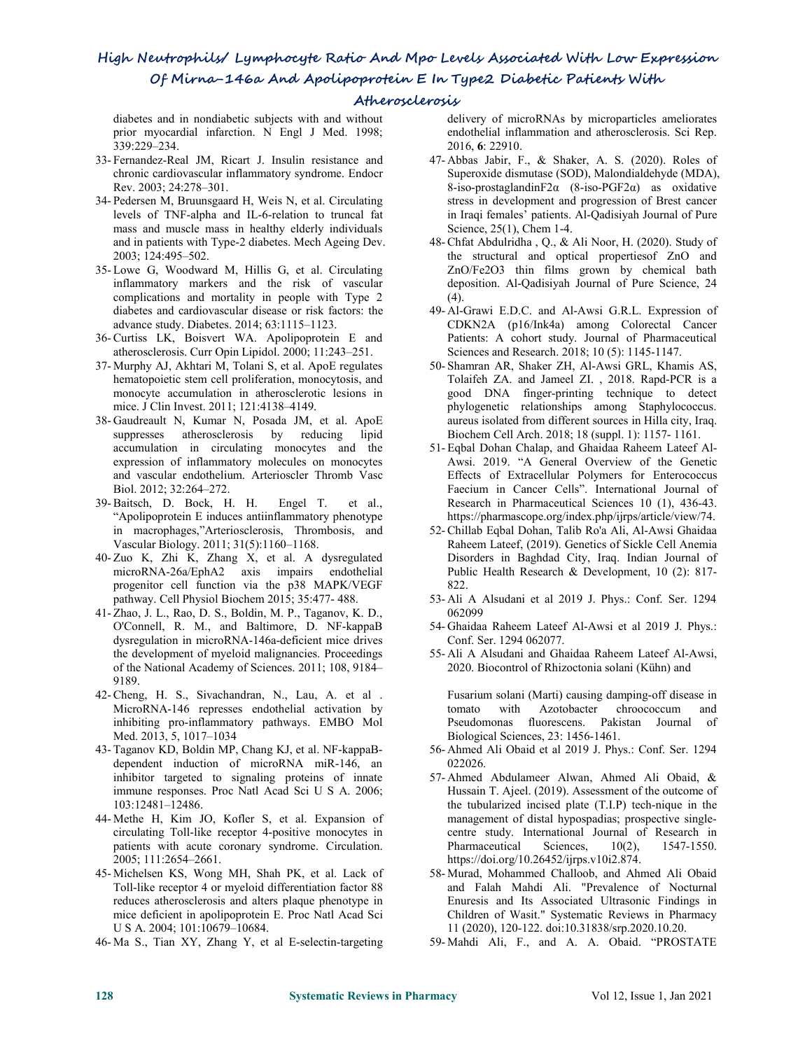diabetes and in nondiabetic subjects with and without prior myocardial infarction. N Engl J Med. 1998; 339:229–234.

33- Fernandez-Real JM, Ricart J. Insulin resistance and chronic cardiovascular inflammatory syndrome. Endocr Rev. 2003; 24:278–301.

34- Pedersen M, Bruunsgaard H, Weis N, et al. Circulating levels of TNF-alpha and IL-6-relation to truncal fat mass and muscle mass in healthy elderly individuals and in patients with Type-2 diabetes. Mech Ageing Dev. 2003; 124:495–502.

35- Lowe G, Woodward M, Hillis G, et al. Circulating inflammatory markers and the risk of vascular complications and mortality in people with Type 2 diabetes and cardiovascular disease or risk factors: the advance study. Diabetes. 2014; 63:1115–1123.

36- Curtiss LK, Boisvert WA. Apolipoprotein E and atherosclerosis. Curr Opin Lipidol. 2000; 11:243–251.

37- Murphy AJ, Akhtari M, Tolani S, et al. ApoE regulates hematopoietic stem cell proliferation, monocytosis, and monocyte accumulation in atherosclerotic lesions in mice. J Clin Invest. 2011; 121:4138–4149.

38- Gaudreault N, Kumar N, Posada JM, et al. ApoE suppresses atherosclerosis by reducing lipid accumulation in circulating monocytes and the expression of inflammatory molecules on monocytes and vascular endothelium. Arterioscler Thromb Vasc Biol. 2012; 32:264–272.

39- Baitsch, D. Bock, H. H. Engel T. et al., "Apolipoprotein E induces antiinflammatory phenotype in macrophages,"Arteriosclerosis, Thrombosis, and Vascular Biology. 2011; 31(5):1160–1168.

40- Zuo K, Zhi K, Zhang X, et al. A dysregulated microRNA-26a/EphA2 axis impairs endothelial progenitor cell function via the p38 MAPK/VEGF pathway. Cell Physiol Biochem 2015; 35:477- 488.

41- Zhao, J. L., Rao, D. S., Boldin, M. P., Taganov, K. D., O'Connell, R. M., and Baltimore, D. NF-kappaB dysregulation in microRNA-146a-deficient mice drives the development of myeloid malignancies. Proceedings of the National Academy of Sciences. 2011; 108, 9184–9189.

42- Cheng, H. S., Sivachandran, N., Lau, A. et al . MicroRNA-146 represses endothelial activation by inhibiting pro-inflammatory pathways. EMBO Mol Med. 2013, 5, 1017–1034

43- Taganov KD, Boldin MP, Chang KJ, et al. NF-kappaB-dependent induction of microRNA miR-146, an inhibitor targeted to signaling proteins of innate immune responses. Proc Natl Acad Sci U S A. 2006; 103:12481–12486.

44- Methe H, Kim JO, Kofler S, et al. Expansion of circulating Toll-like receptor 4-positive monocytes in patients with acute coronary syndrome. Circulation. 2005; 111:2654–2661.

45- Michelsen KS, Wong MH, Shah PK, et al. Lack of Toll-like receptor 4 or myeloid differentiation factor 88 reduces atherosclerosis and alters plaque phenotype in mice deficient in apolipoprotein E. Proc Natl Acad Sci U S A. 2004; 101:10679–10684.

46- Ma S., Tian XY, Zhang Y, et al E-selectin-targeting delivery of microRNAs by microparticles ameliorates endothelial inflammation and atherosclerosis. Sci Rep. 2016, **6**: 22910.

47- Abbas Jabir, F., & Shaker, A. S. (2020). Roles of Superoxide dismutase (SOD), Malondialdehyde (MDA), 8-iso-prostaglandinF2α (8-iso-PGF2α) as oxidative stress in development and progression of Brest cancer in Iraqi females' patients. Al-Qadisiyah Journal of Pure Science, 25(1), Chem 1-4.

48- Chfat Abdulridha , Q., & Ali Noor, H. (2020). Study of the structural and optical propertiesof ZnO and ZnO/Fe2O3 thin films grown by chemical bath deposition. Al-Qadisiyah Journal of Pure Science, 24 (4).

49- Al-Grawi E.D.C. and Al-Awsi G.R.L. Expression of CDKN2A (p16/Ink4a) among Colorectal Cancer Patients: A cohort study. Journal of Pharmaceutical Sciences and Research. 2018; 10 (5): 1145-1147.

50- Shamran AR, Shaker ZH, Al-Awsi GRL, Khamis AS, Tolaifeh ZA. and Jameel ZI. , 2018. Rapd-PCR is a good DNA finger-printing technique to detect phylogenetic relationships among Staphylococcus. aureus isolated from different sources in Hilla city, Iraq. Biochem Cell Arch. 2018; 18 (suppl. 1): 1157- 1161.

51- Eqbal Dohan Chalap, and Ghaidaa Raheem Lateef Al-Awsi. 2019. "A General Overview of the Genetic Effects of Extracellular Polymers for Enterococcus Faecium in Cancer Cells". International Journal of Research in Pharmaceutical Sciences 10 (1), 436-43. https://pharmascope.org/index.php/ijrps/article/view/74.

52- Chillab Eqbal Dohan, Talib Ro'a Ali, Al-Awsi Ghaidaa Raheem Lateef, (2019). Genetics of Sickle Cell Anemia Disorders in Baghdad City, Iraq. Indian Journal of Public Health Research & Development, 10 (2): 817-822.

53- Ali A Alsudani et al 2019 J. Phys.: Conf. Ser. 1294 062099

54- Ghaidaa Raheem Lateef Al-Awsi et al 2019 J. Phys.: Conf. Ser. 1294 062077.

55- Ali A Alsudani and Ghaidaa Raheem Lateef Al-Awsi, 2020. Biocontrol of Rhizoctonia solani (Kühn) and Fusarium solani (Marti) causing damping-off disease in tomato with Azotobacter chroococcum and Pseudomonas fluorescens. Pakistan Journal of Biological Sciences, 23: 1456-1461.

56- Ahmed Ali Obaid et al 2019 J. Phys.: Conf. Ser. 1294 022026.

57- Ahmed Abdulameer Alwan, Ahmed Ali Obaid, & Hussain T. Ajeel. (2019). Assessment of the outcome of the tubularized incised plate (T.I.P) tech-nique in the management of distal hypospadias; prospective single-centre study. International Journal of Research in Pharmaceutical Sciences, 10(2), 1547-1550. https://doi.org/10.26452/ijrps.v10i2.874.

58- Murad, Mohammed Challoob, and Ahmed Ali Obaid and Falah Mahdi Ali. "Prevalence of Nocturnal Enuresis and Its Associated Ultrasonic Findings in Children of Wasit." Systematic Reviews in Pharmacy 11 (2020), 120-122. doi:10.31838/srp.2020.10.20.

59- Mahdi Ali, F., and A. A. Obaid. "PROSTATE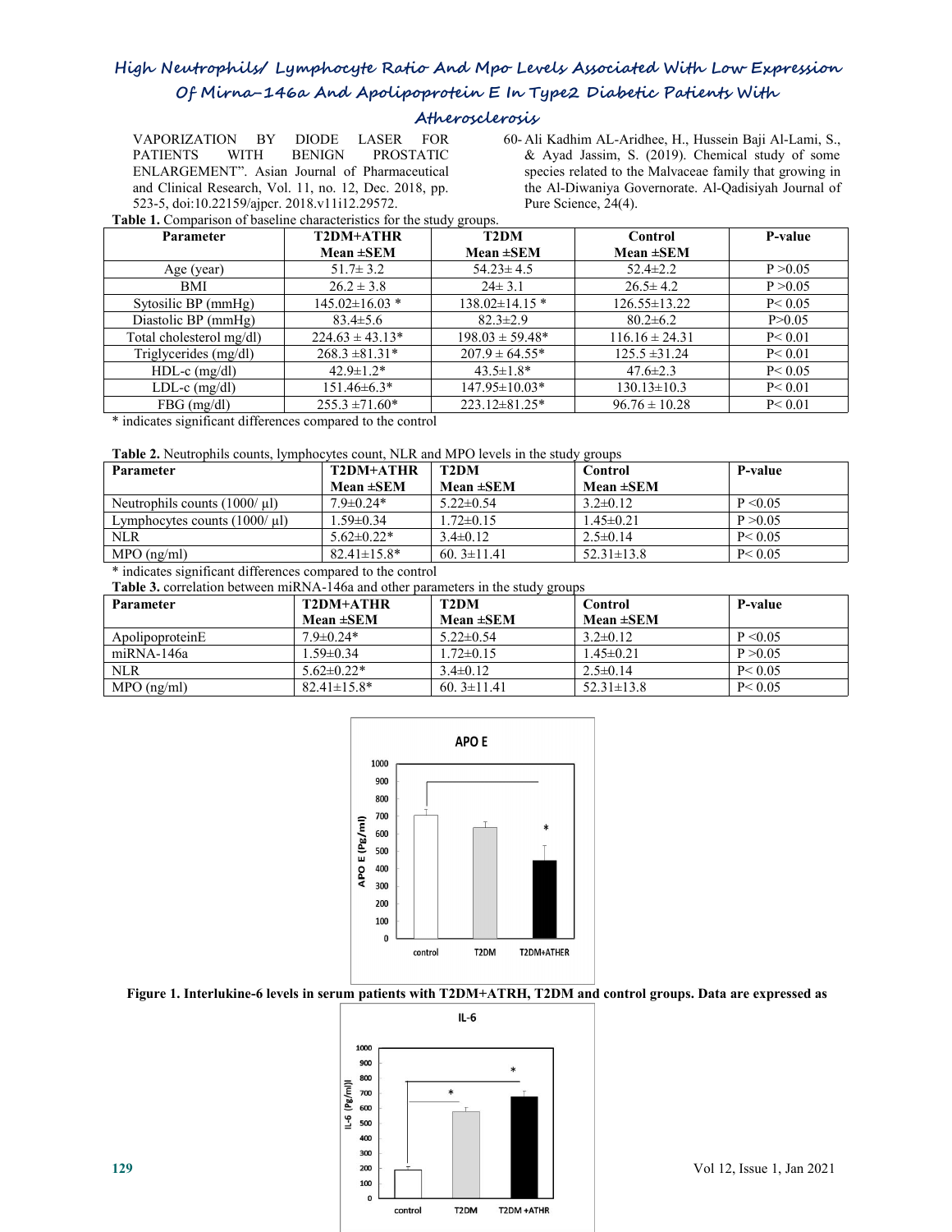VAPORIZATION BY DIODE LASER FOR PATIENTS WITH BENIGN PROSTATIC ENLARGEMENT". Asian Journal of Pharmaceutical and Clinical Research, Vol. 11, no. 12, Dec. 2018, pp. 523-5, doi:10.22159/ajpcr. 2018.v11i12.29572.

60- Ali Kadhim AL-Aridhee, H., Hussein Baji Al-Lami, S., & Ayad Jassim, S. (2019). Chemical study of some species related to the Malvaceae family that growing in the Al-Diwaniya Governorate. Al-Qadisiyah Journal of Pure Science, 24(4).

**Table 1.** Comparison of baseline characteristics for the study groups.

| Parameter | T2DM+ATHR Mean ±SEM | T2DM Mean ±SEM | Control Mean ±SEM | P-value |
|---|---|---|---|---|
| Age (year) | 51.7± 3.2 | 54.23± 4.5 | 52.4±2.2 | P >0.05 |
| BMI | 26.2 ± 3.8 | 24± 3.1 | 26.5± 4.2 | P >0.05 |
| Sytosilic BP (mmHg) | 145.02±16.03 * | 138.02±14.15 * | 126.55±13.22 | P< 0.05 |
| Diastolic BP (mmHg) | 83.4±5.6 | 82.3±2.9 | 80.2±6.2 | P>0.05 |
| Total cholesterol mg/dl) | 224.63 ± 43.13* | 198.03 ± 59.48* | 116.16 ± 24.31 | P< 0.01 |
| Triglycerides (mg/dl) | 268.3 ±81.31* | 207.9 ± 64.55* | 125.5 ±31.24 | P< 0.01 |
| HDL-c (mg/dl) | 42.9±1.2* | 43.5±1.8* | 47.6±2.3 | P< 0.05 |
| LDL-c (mg/dl) | 151.46±6.3* | 147.95±10.03* | 130.13±10.3 | P< 0.01 |
| FBG (mg/dl) | 255.3 ±71.60* | 223.12±81.25* | 96.76 ± 10.28 | P< 0.01 |

* indicates significant differences compared to the control

**Table 2.** Neutrophils counts, lymphocytes count, NLR and MPO levels in the study groups

| Parameter | T2DM+ATHR Mean ±SEM | T2DM Mean ±SEM | Control Mean ±SEM | P-value |
|---|---|---|---|---|
| Neutrophils counts (1000/ µl) | 7.9±0.24* | 5.22±0.54 | 3.2±0.12 | P <0.05 |
| Lymphocytes counts (1000/ µl) | 1.59±0.34 | 1.72±0.15 | 1.45±0.21 | P >0.05 |
| NLR | 5.62±0.22* | 3.4±0.12 | 2.5±0.14 | P< 0.05 |
| MPO (ng/ml) | 82.41±15.8* | 60. 3±11.41 | 52.31±13.8 | P< 0.05 |

* indicates significant differences compared to the control

**Table 3.** correlation between miRNA-146a and other parameters in the study groups

| Parameter | T2DM+ATHR Mean ±SEM | T2DM Mean ±SEM | Control Mean ±SEM | P-value |
|---|---|---|---|---|
| ApolipoproteinE | 7.9±0.24* | 5.22±0.54 | 3.2±0.12 | P <0.05 |
| miRNA-146a | 1.59±0.34 | 1.72±0.15 | 1.45±0.21 | P >0.05 |
| NLR | 5.62±0.22* | 3.4±0.12 | 2.5±0.14 | P< 0.05 |
| MPO (ng/ml) | 82.41±15.8* | 60. 3±11.41 | 52.31±13.8 | P< 0.05 |

**Figure 1. Interlukine-6 levels in serum patients with T2DM+ATRH, T2DM and control groups. Data are expressed as**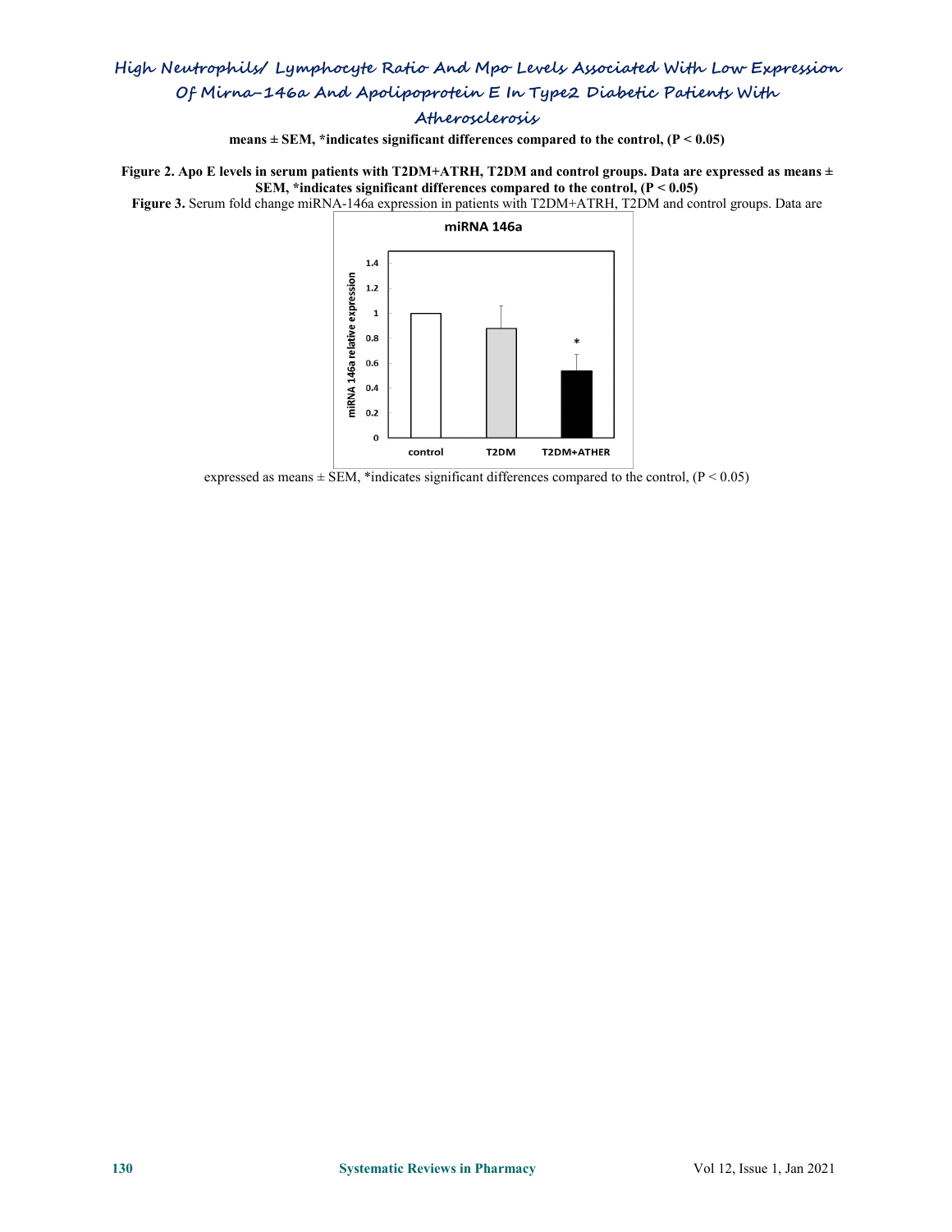means ± SEM, *indicates significant differences compared to the control, (P < 0.05)

**Figure 2. Apo E levels in serum patients with T2DM+ATRH, T2DM and control groups. Data are expressed as means ± SEM, *indicates significant differences compared to the control, (P < 0.05)**

miRNA 146a

miRNA 146a relative expression

1.4
1.2
1
0.8
0.6
0.4
0.2
0

*

control
T2DM
T2DM+ATHER

**Figure 3.** Serum fold change miRNA-146a expression in patients with T2DM+ATRH, T2DM and control groups. Data are expressed as means ± SEM, *indicates significant differences compared to the control, (P < 0.05)